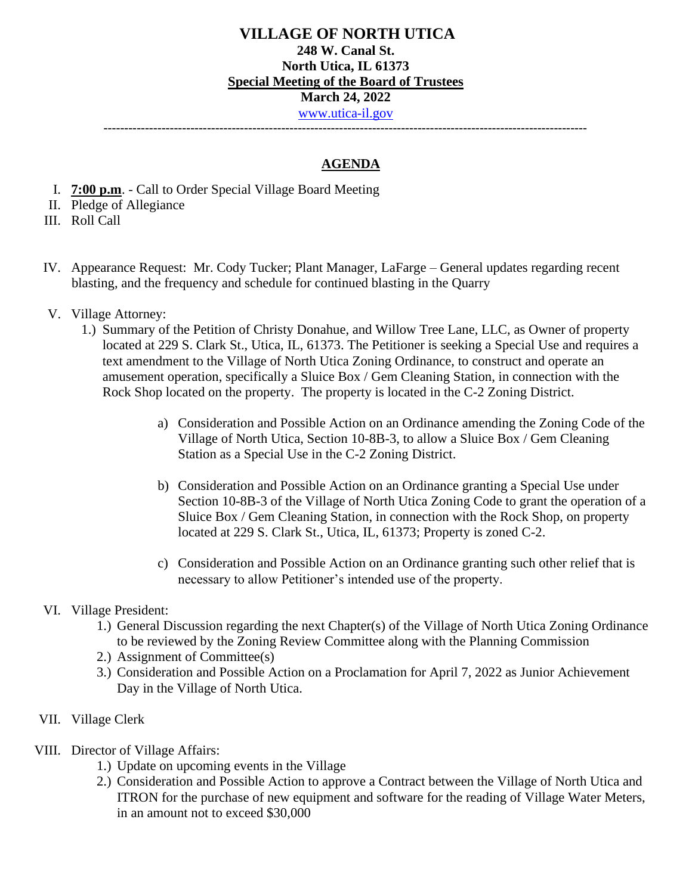# VILLAGE OF NORTH UTICA

**248 W. Canal St.**
**North Utica, IL 61373**
**Special Meeting of the Board of Trustees**
**March 24, 2022**
[www.utica-il.gov](http://www.utica-il.gov)

---

## AGENDA

I. **7:00 p.m**. - Call to Order Special Village Board Meeting

II. Pledge of Allegiance

III. Roll Call

IV. Appearance Request: Mr. Cody Tucker; Plant Manager, LaFarge – General updates regarding recent blasting, and the frequency and schedule for continued blasting in the Quarry

V. Village Attorney:

1.) Summary of the Petition of Christy Donahue, and Willow Tree Lane, LLC, as Owner of property located at 229 S. Clark St., Utica, IL, 61373. The Petitioner is seeking a Special Use and requires a text amendment to the Village of North Utica Zoning Ordinance, to construct and operate an amusement operation, specifically a Sluice Box / Gem Cleaning Station, in connection with the Rock Shop located on the property. The property is located in the C-2 Zoning District.

a) Consideration and Possible Action on an Ordinance amending the Zoning Code of the Village of North Utica, Section 10-8B-3, to allow a Sluice Box / Gem Cleaning Station as a Special Use in the C-2 Zoning District.

b) Consideration and Possible Action on an Ordinance granting a Special Use under Section 10-8B-3 of the Village of North Utica Zoning Code to grant the operation of a Sluice Box / Gem Cleaning Station, in connection with the Rock Shop, on property located at 229 S. Clark St., Utica, IL, 61373; Property is zoned C-2.

c) Consideration and Possible Action on an Ordinance granting such other relief that is necessary to allow Petitioner's intended use of the property.

VI. Village President:

1.) General Discussion regarding the next Chapter(s) of the Village of North Utica Zoning Ordinance to be reviewed by the Zoning Review Committee along with the Planning Commission

2.) Assignment of Committee(s)

3.) Consideration and Possible Action on a Proclamation for April 7, 2022 as Junior Achievement Day in the Village of North Utica.

VII. Village Clerk

VIII. Director of Village Affairs:

1.) Update on upcoming events in the Village

2.) Consideration and Possible Action to approve a Contract between the Village of North Utica and ITRON for the purchase of new equipment and software for the reading of Village Water Meters, in an amount not to exceed $30,000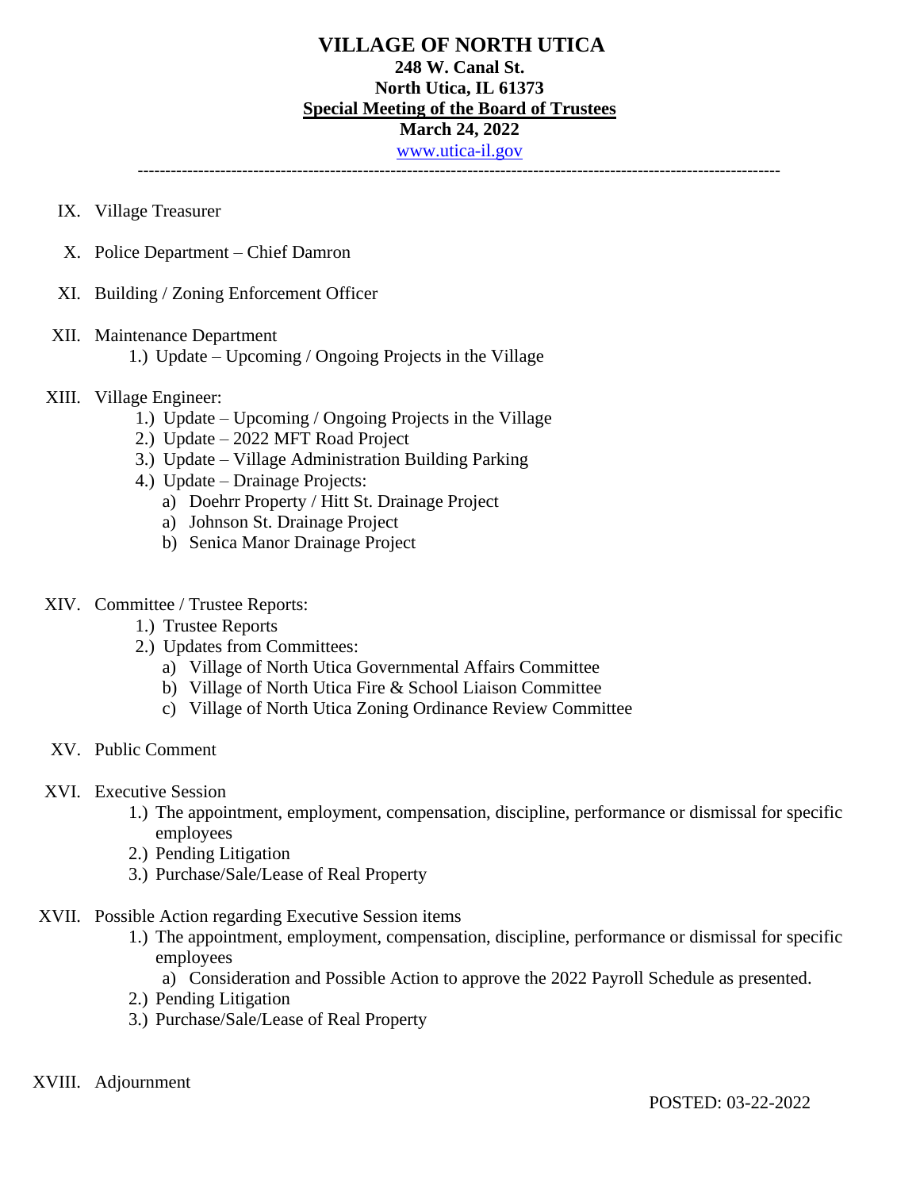# VILLAGE OF NORTH UTICA

**248 W. Canal St.**
**North Utica, IL 61373**
**<u>Special Meeting of the Board of Trustees</u>**
**March 24, 2022**
[www.utica-il.gov](http://www.utica-il.gov)

---

IX. Village Treasurer

X. Police Department – Chief Damron

XI. Building / Zoning Enforcement Officer

XII. Maintenance Department
    1.) Update – Upcoming / Ongoing Projects in the Village

XIII. Village Engineer:
    1.) Update – Upcoming / Ongoing Projects in the Village
    2.) Update – 2022 MFT Road Project
    3.) Update – Village Administration Building Parking
    4.) Update – Drainage Projects:
        a) Doehrr Property / Hitt St. Drainage Project
        a) Johnson St. Drainage Project
        b) Senica Manor Drainage Project

XIV. Committee / Trustee Reports:
    1.) Trustee Reports
    2.) Updates from Committees:
        a) Village of North Utica Governmental Affairs Committee
        b) Village of North Utica Fire & School Liaison Committee
        c) Village of North Utica Zoning Ordinance Review Committee

XV. Public Comment

XVI. Executive Session
    1.) The appointment, employment, compensation, discipline, performance or dismissal for specific employees
    2.) Pending Litigation
    3.) Purchase/Sale/Lease of Real Property

XVII. Possible Action regarding Executive Session items
    1.) The appointment, employment, compensation, discipline, performance or dismissal for specific employees
        a) Consideration and Possible Action to approve the 2022 Payroll Schedule as presented.
    2.) Pending Litigation
    3.) Purchase/Sale/Lease of Real Property

XVIII. Adjournment

POSTED: 03-22-2022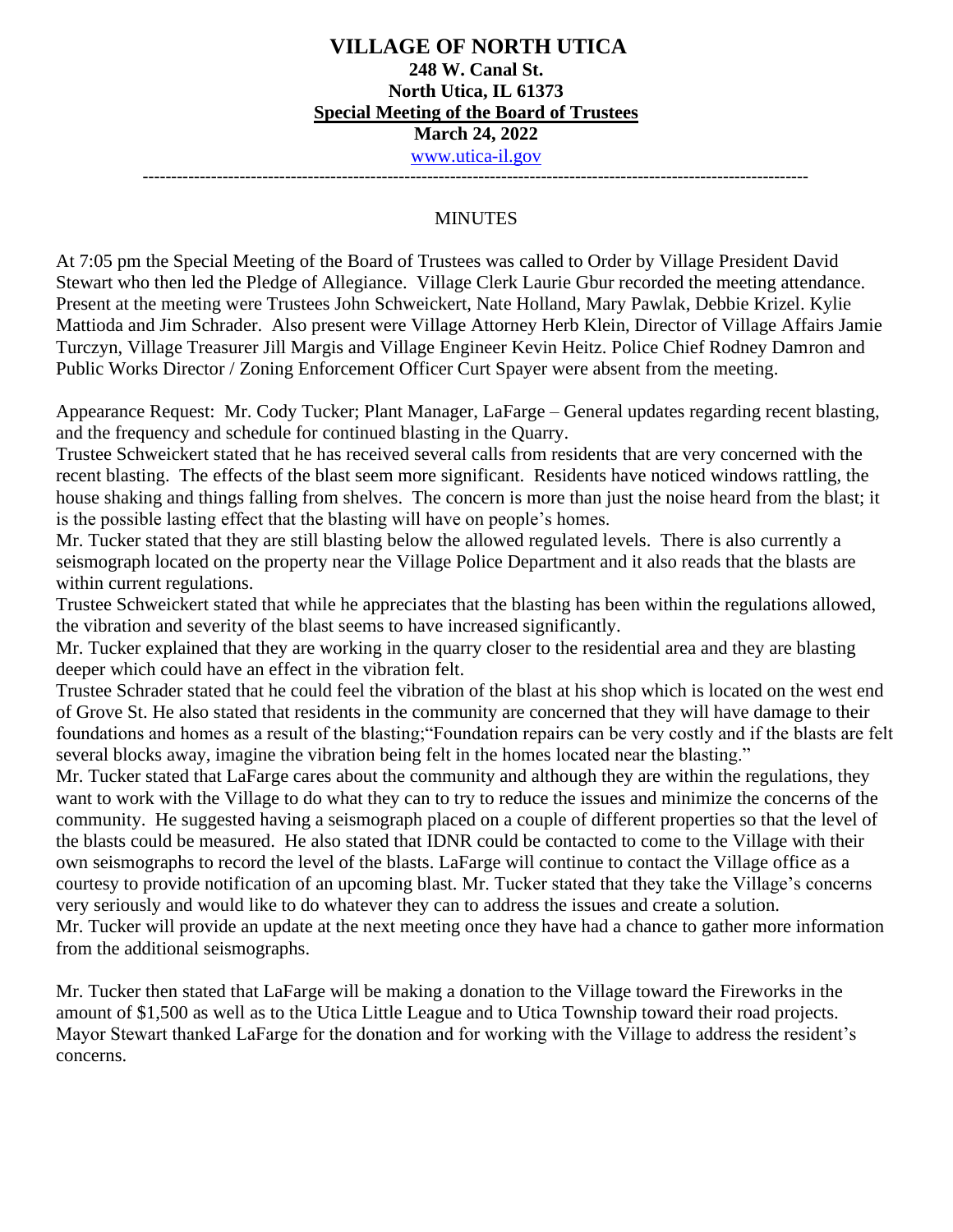# VILLAGE OF NORTH UTICA

**248 W. Canal St.**
**North Utica, IL 61373**
**Special Meeting of the Board of Trustees**
**March 24, 2022**
[www.utica-il.gov](www.utica-il.gov)

---

MINUTES

At 7:05 pm the Special Meeting of the Board of Trustees was called to Order by Village President David Stewart who then led the Pledge of Allegiance. Village Clerk Laurie Gbur recorded the meeting attendance. Present at the meeting were Trustees John Schweickert, Nate Holland, Mary Pawlak, Debbie Krizel. Kylie Mattioda and Jim Schrader. Also present were Village Attorney Herb Klein, Director of Village Affairs Jamie Turczyn, Village Treasurer Jill Margis and Village Engineer Kevin Heitz. Police Chief Rodney Damron and Public Works Director / Zoning Enforcement Officer Curt Spayer were absent from the meeting.

Appearance Request: Mr. Cody Tucker; Plant Manager, LaFarge – General updates regarding recent blasting, and the frequency and schedule for continued blasting in the Quarry.

Trustee Schweickert stated that he has received several calls from residents that are very concerned with the recent blasting. The effects of the blast seem more significant. Residents have noticed windows rattling, the house shaking and things falling from shelves. The concern is more than just the noise heard from the blast; it is the possible lasting effect that the blasting will have on people's homes.

Mr. Tucker stated that they are still blasting below the allowed regulated levels. There is also currently a seismograph located on the property near the Village Police Department and it also reads that the blasts are within current regulations.

Trustee Schweickert stated that while he appreciates that the blasting has been within the regulations allowed, the vibration and severity of the blast seems to have increased significantly.

Mr. Tucker explained that they are working in the quarry closer to the residential area and they are blasting deeper which could have an effect in the vibration felt.

Trustee Schrader stated that he could feel the vibration of the blast at his shop which is located on the west end of Grove St. He also stated that residents in the community are concerned that they will have damage to their foundations and homes as a result of the blasting;"Foundation repairs can be very costly and if the blasts are felt several blocks away, imagine the vibration being felt in the homes located near the blasting."

Mr. Tucker stated that LaFarge cares about the community and although they are within the regulations, they want to work with the Village to do what they can to try to reduce the issues and minimize the concerns of the community. He suggested having a seismograph placed on a couple of different properties so that the level of the blasts could be measured. He also stated that IDNR could be contacted to come to the Village with their own seismographs to record the level of the blasts. LaFarge will continue to contact the Village office as a courtesy to provide notification of an upcoming blast. Mr. Tucker stated that they take the Village's concerns very seriously and would like to do whatever they can to address the issues and create a solution.

Mr. Tucker will provide an update at the next meeting once they have had a chance to gather more information from the additional seismographs.

Mr. Tucker then stated that LaFarge will be making a donation to the Village toward the Fireworks in the amount of $1,500 as well as to the Utica Little League and to Utica Township toward their road projects. Mayor Stewart thanked LaFarge for the donation and for working with the Village to address the resident's concerns.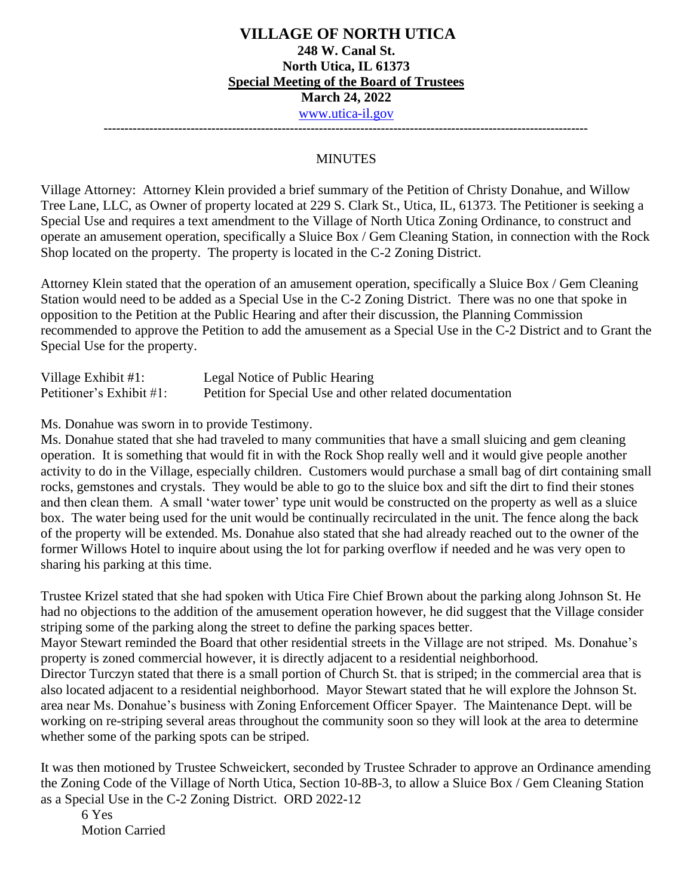# VILLAGE OF NORTH UTICA

**248 W. Canal St.**
**North Utica, IL 61373**
**<u>Special Meeting of the Board of Trustees</u>**
**March 24, 2022**
www.utica-il.gov

---

MINUTES

Village Attorney: Attorney Klein provided a brief summary of the Petition of Christy Donahue, and Willow Tree Lane, LLC, as Owner of property located at 229 S. Clark St., Utica, IL, 61373. The Petitioner is seeking a Special Use and requires a text amendment to the Village of North Utica Zoning Ordinance, to construct and operate an amusement operation, specifically a Sluice Box / Gem Cleaning Station, in connection with the Rock Shop located on the property. The property is located in the C-2 Zoning District.

Attorney Klein stated that the operation of an amusement operation, specifically a Sluice Box / Gem Cleaning Station would need to be added as a Special Use in the C-2 Zoning District. There was no one that spoke in opposition to the Petition at the Public Hearing and after their discussion, the Planning Commission recommended to approve the Petition to add the amusement as a Special Use in the C-2 District and to Grant the Special Use for the property.

Village Exhibit #1: Legal Notice of Public Hearing
Petitioner's Exhibit #1: Petition for Special Use and other related documentation

Ms. Donahue was sworn in to provide Testimony.
Ms. Donahue stated that she had traveled to many communities that have a small sluicing and gem cleaning operation. It is something that would fit in with the Rock Shop really well and it would give people another activity to do in the Village, especially children. Customers would purchase a small bag of dirt containing small rocks, gemstones and crystals. They would be able to go to the sluice box and sift the dirt to find their stones and then clean them. A small 'water tower' type unit would be constructed on the property as well as a sluice box. The water being used for the unit would be continually recirculated in the unit. The fence along the back of the property will be extended. Ms. Donahue also stated that she had already reached out to the owner of the former Willows Hotel to inquire about using the lot for parking overflow if needed and he was very open to sharing his parking at this time.

Trustee Krizel stated that she had spoken with Utica Fire Chief Brown about the parking along Johnson St. He had no objections to the addition of the amusement operation however, he did suggest that the Village consider striping some of the parking along the street to define the parking spaces better.
Mayor Stewart reminded the Board that other residential streets in the Village are not striped. Ms. Donahue's property is zoned commercial however, it is directly adjacent to a residential neighborhood.
Director Turczyn stated that there is a small portion of Church St. that is striped; in the commercial area that is also located adjacent to a residential neighborhood. Mayor Stewart stated that he will explore the Johnson St. area near Ms. Donahue's business with Zoning Enforcement Officer Spayer. The Maintenance Dept. will be working on re-striping several areas throughout the community soon so they will look at the area to determine whether some of the parking spots can be striped.

It was then motioned by Trustee Schweickert, seconded by Trustee Schrader to approve an Ordinance amending the Zoning Code of the Village of North Utica, Section 10-8B-3, to allow a Sluice Box / Gem Cleaning Station as a Special Use in the C-2 Zoning District. ORD 2022-12

6 Yes
Motion Carried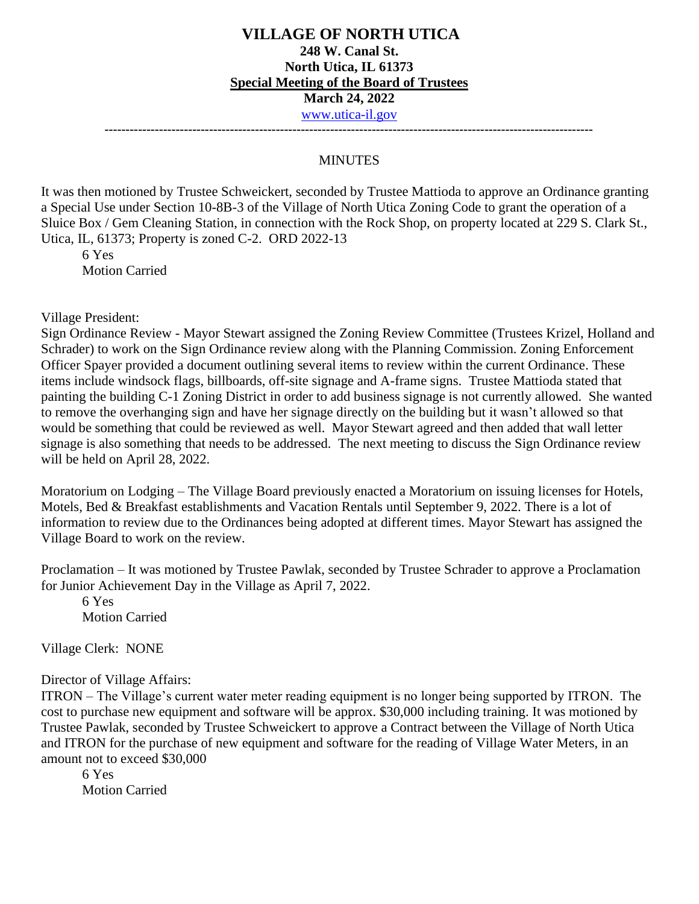# VILLAGE OF NORTH UTICA

**248 W. Canal St.**
**North Utica, IL 61373**
**Special Meeting of the Board of Trustees**
**March 24, 2022**
www.utica-il.gov

---

MINUTES

It was then motioned by Trustee Schweickert, seconded by Trustee Mattioda to approve an Ordinance granting a Special Use under Section 10-8B-3 of the Village of North Utica Zoning Code to grant the operation of a Sluice Box / Gem Cleaning Station, in connection with the Rock Shop, on property located at 229 S. Clark St., Utica, IL, 61373; Property is zoned C-2. ORD 2022-13

6 Yes
Motion Carried

Village President:

Sign Ordinance Review - Mayor Stewart assigned the Zoning Review Committee (Trustees Krizel, Holland and Schrader) to work on the Sign Ordinance review along with the Planning Commission. Zoning Enforcement Officer Spayer provided a document outlining several items to review within the current Ordinance. These items include windsock flags, billboards, off-site signage and A-frame signs. Trustee Mattioda stated that painting the building C-1 Zoning District in order to add business signage is not currently allowed. She wanted to remove the overhanging sign and have her signage directly on the building but it wasn't allowed so that would be something that could be reviewed as well. Mayor Stewart agreed and then added that wall letter signage is also something that needs to be addressed. The next meeting to discuss the Sign Ordinance review will be held on April 28, 2022.

Moratorium on Lodging – The Village Board previously enacted a Moratorium on issuing licenses for Hotels, Motels, Bed & Breakfast establishments and Vacation Rentals until September 9, 2022. There is a lot of information to review due to the Ordinances being adopted at different times. Mayor Stewart has assigned the Village Board to work on the review.

Proclamation – It was motioned by Trustee Pawlak, seconded by Trustee Schrader to approve a Proclamation for Junior Achievement Day in the Village as April 7, 2022.

6 Yes
Motion Carried

Village Clerk: NONE

Director of Village Affairs:

ITRON – The Village's current water meter reading equipment is no longer being supported by ITRON. The cost to purchase new equipment and software will be approx. $30,000 including training. It was motioned by Trustee Pawlak, seconded by Trustee Schweickert to approve a Contract between the Village of North Utica and ITRON for the purchase of new equipment and software for the reading of Village Water Meters, in an amount not to exceed $30,000

6 Yes
Motion Carried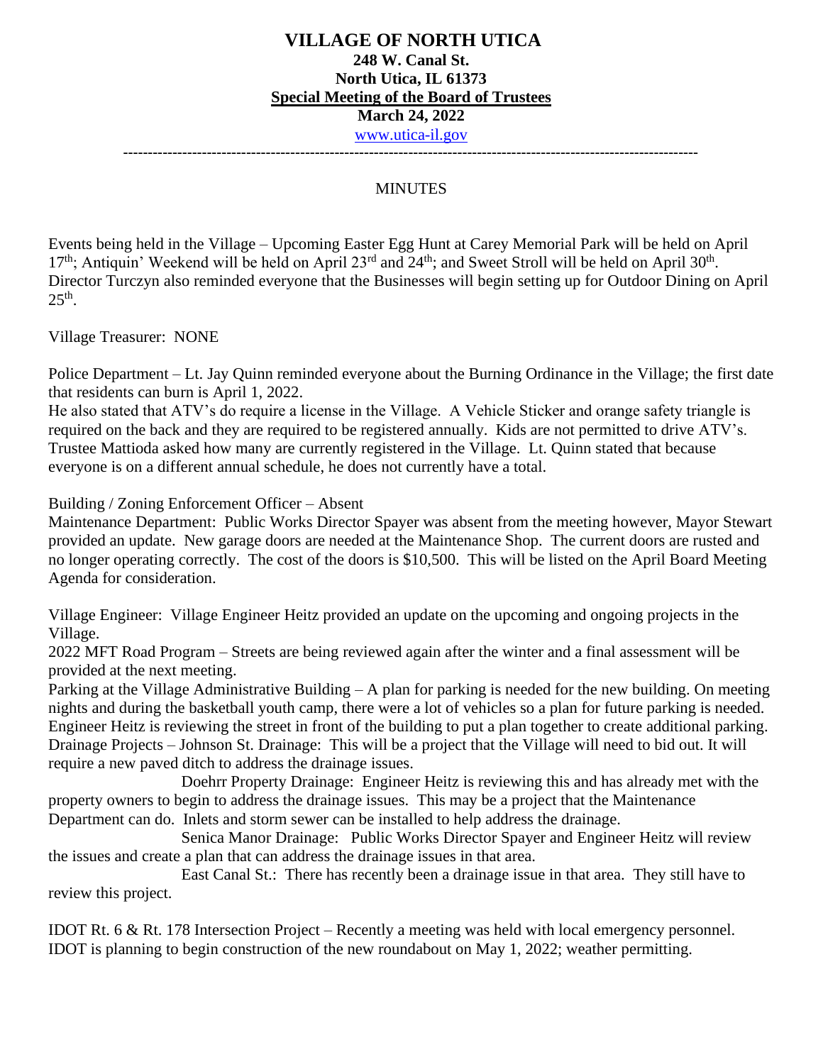# VILLAGE OF NORTH UTICA

**248 W. Canal St.**
**North Utica, IL 61373**
**Special Meeting of the Board of Trustees**
**March 24, 2022**
www.utica-il.gov

---

MINUTES

Events being held in the Village – Upcoming Easter Egg Hunt at Carey Memorial Park will be held on April 17th; Antiquin' Weekend will be held on April 23rd and 24th; and Sweet Stroll will be held on April 30th. Director Turczyn also reminded everyone that the Businesses will begin setting up for Outdoor Dining on April 25th.

Village Treasurer: NONE

Police Department – Lt. Jay Quinn reminded everyone about the Burning Ordinance in the Village; the first date that residents can burn is April 1, 2022.
He also stated that ATV's do require a license in the Village. A Vehicle Sticker and orange safety triangle is required on the back and they are required to be registered annually. Kids are not permitted to drive ATV's. Trustee Mattioda asked how many are currently registered in the Village. Lt. Quinn stated that because everyone is on a different annual schedule, he does not currently have a total.

Building / Zoning Enforcement Officer – Absent
Maintenance Department: Public Works Director Spayer was absent from the meeting however, Mayor Stewart provided an update. New garage doors are needed at the Maintenance Shop. The current doors are rusted and no longer operating correctly. The cost of the doors is $10,500. This will be listed on the April Board Meeting Agenda for consideration.

Village Engineer: Village Engineer Heitz provided an update on the upcoming and ongoing projects in the Village.
2022 MFT Road Program – Streets are being reviewed again after the winter and a final assessment will be provided at the next meeting.
Parking at the Village Administrative Building – A plan for parking is needed for the new building. On meeting nights and during the basketball youth camp, there were a lot of vehicles so a plan for future parking is needed. Engineer Heitz is reviewing the street in front of the building to put a plan together to create additional parking.
Drainage Projects – Johnson St. Drainage: This will be a project that the Village will need to bid out. It will require a new paved ditch to address the drainage issues.
Doehrr Property Drainage: Engineer Heitz is reviewing this and has already met with the property owners to begin to address the drainage issues. This may be a project that the Maintenance Department can do. Inlets and storm sewer can be installed to help address the drainage.
Senica Manor Drainage: Public Works Director Spayer and Engineer Heitz will review the issues and create a plan that can address the drainage issues in that area.
East Canal St.: There has recently been a drainage issue in that area. They still have to review this project.

IDOT Rt. 6 & Rt. 178 Intersection Project – Recently a meeting was held with local emergency personnel. IDOT is planning to begin construction of the new roundabout on May 1, 2022; weather permitting.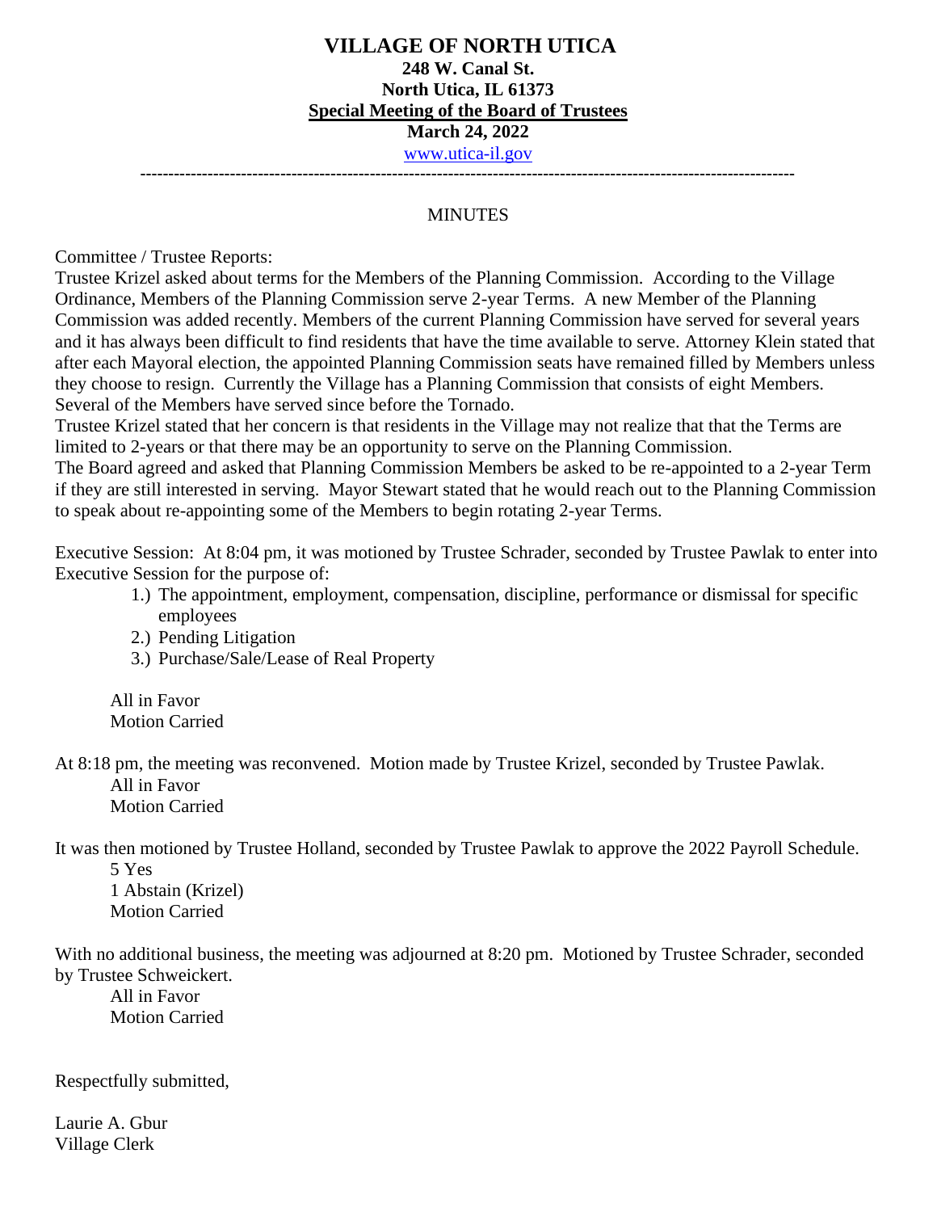# VILLAGE OF NORTH UTICA

**248 W. Canal St.**
**North Utica, IL 61373**
**Special Meeting of the Board of Trustees**
**March 24, 2022**
[www.utica-il.gov](http://www.utica-il.gov)

---

MINUTES

Committee / Trustee Reports:
Trustee Krizel asked about terms for the Members of the Planning Commission. According to the Village Ordinance, Members of the Planning Commission serve 2-year Terms. A new Member of the Planning Commission was added recently. Members of the current Planning Commission have served for several years and it has always been difficult to find residents that have the time available to serve. Attorney Klein stated that after each Mayoral election, the appointed Planning Commission seats have remained filled by Members unless they choose to resign. Currently the Village has a Planning Commission that consists of eight Members. Several of the Members have served since before the Tornado.
Trustee Krizel stated that her concern is that residents in the Village may not realize that that the Terms are limited to 2-years or that there may be an opportunity to serve on the Planning Commission.
The Board agreed and asked that Planning Commission Members be asked to be re-appointed to a 2-year Term if they are still interested in serving. Mayor Stewart stated that he would reach out to the Planning Commission to speak about re-appointing some of the Members to begin rotating 2-year Terms.

Executive Session: At 8:04 pm, it was motioned by Trustee Schrader, seconded by Trustee Pawlak to enter into Executive Session for the purpose of:

1.) The appointment, employment, compensation, discipline, performance or dismissal for specific employees
2.) Pending Litigation
3.) Purchase/Sale/Lease of Real Property

All in Favor
Motion Carried

At 8:18 pm, the meeting was reconvened. Motion made by Trustee Krizel, seconded by Trustee Pawlak.
All in Favor
Motion Carried

It was then motioned by Trustee Holland, seconded by Trustee Pawlak to approve the 2022 Payroll Schedule.
5 Yes
1 Abstain (Krizel)
Motion Carried

With no additional business, the meeting was adjourned at 8:20 pm. Motioned by Trustee Schrader, seconded by Trustee Schweickert.
All in Favor
Motion Carried

Respectfully submitted,

Laurie A. Gbur
Village Clerk